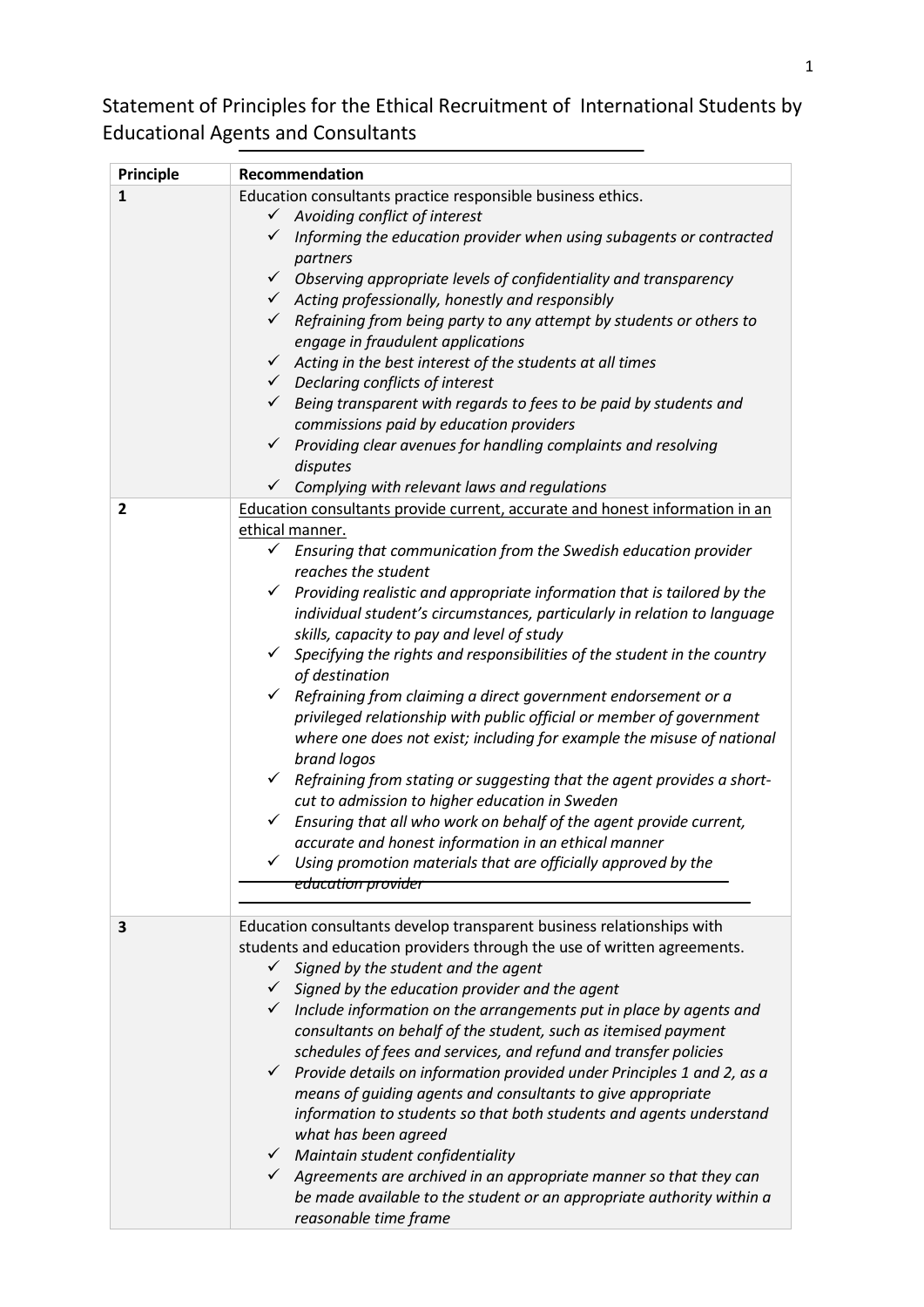# Statement of Principles for the Ethical Recruitment of International Students by Educational Agents and Consultants

| Principle | Recommendation |
| --- | --- |
| **1** | Education consultants practice responsible business ethics.<br>✓ *Avoiding conflict of interest*<br>✓ *Informing the education provider when using subagents or contracted partners*<br>✓ *Observing appropriate levels of confidentiality and transparency*<br>✓ *Acting professionally, honestly and responsibly*<br>✓ *Refraining from being party to any attempt by students or others to engage in fraudulent applications*<br>✓ *Acting in the best interest of the students at all times*<br>✓ *Declaring conflicts of interest*<br>✓ *Being transparent with regards to fees to be paid by students and commissions paid by education providers*<br>✓ *Providing clear avenues for handling complaints and resolving disputes*<br>✓ *Complying with relevant laws and regulations* |
| **2** | Education consultants provide current, accurate and honest information in an ethical manner.<br>✓ *Ensuring that communication from the Swedish education provider reaches the student*<br>✓ *Providing realistic and appropriate information that is tailored by the individual student's circumstances, particularly in relation to language skills, capacity to pay and level of study*<br>✓ *Specifying the rights and responsibilities of the student in the country of destination*<br>✓ *Refraining from claiming a direct government endorsement or a privileged relationship with public official or member of government where one does not exist; including for example the misuse of national brand logos*<br>✓ *Refraining from stating or suggesting that the agent provides a short-cut to admission to higher education in Sweden*<br>✓ *Ensuring that all who work on behalf of the agent provide current, accurate and honest information in an ethical manner*<br>✓ *Using promotion materials that are officially approved by the education provider* |
| **3** | Education consultants develop transparent business relationships with students and education providers through the use of written agreements.<br>✓ *Signed by the student and the agent*<br>✓ *Signed by the education provider and the agent*<br>✓ *Include information on the arrangements put in place by agents and consultants on behalf of the student, such as itemised payment schedules of fees and services, and refund and transfer policies*<br>✓ *Provide details on information provided under Principles 1 and 2, as a means of guiding agents and consultants to give appropriate information to students so that both students and agents understand what has been agreed*<br>✓ *Maintain student confidentiality*<br>✓ *Agreements are archived in an appropriate manner so that they can be made available to the student or an appropriate authority within a reasonable time frame* |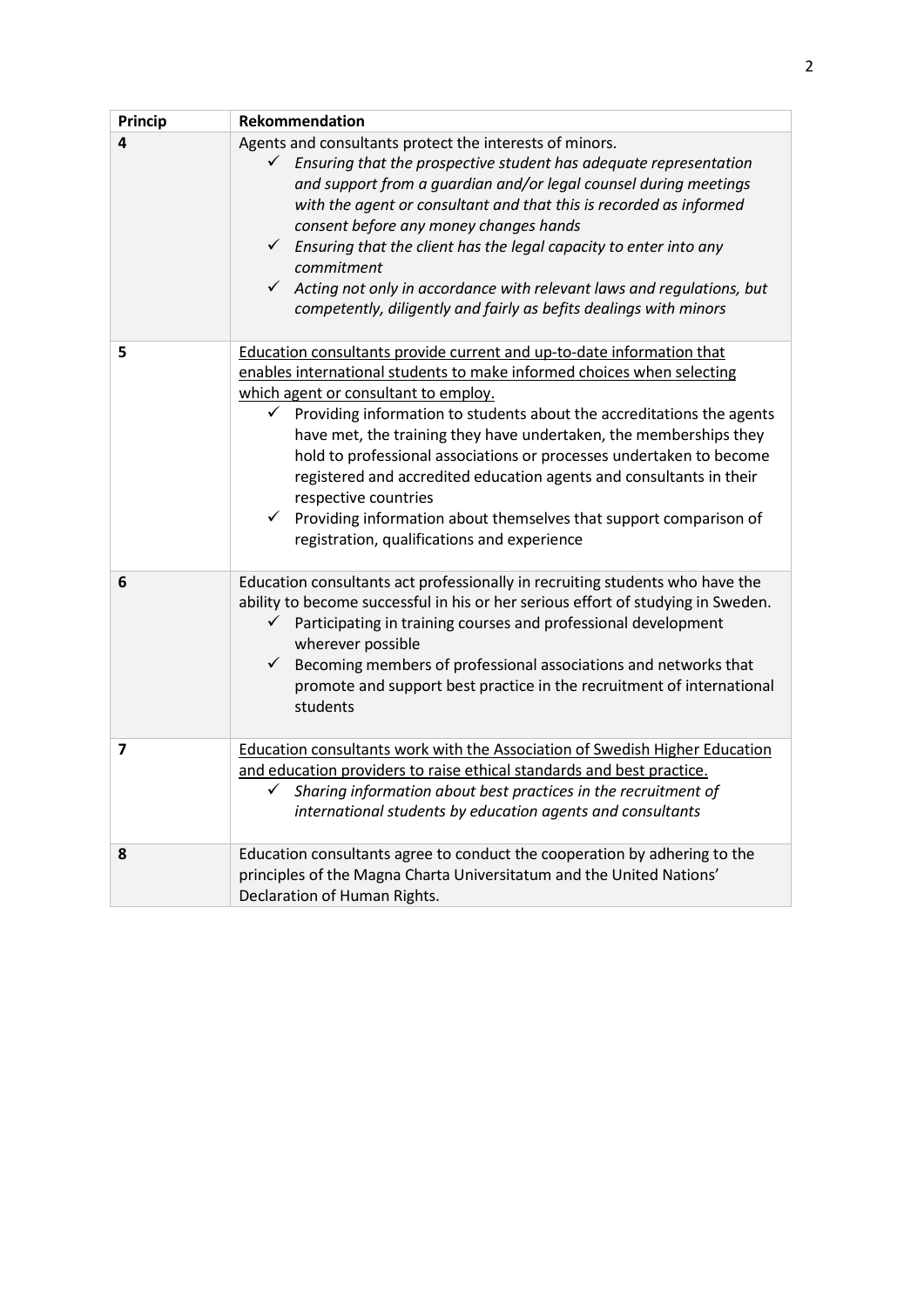| Princip | Rekommendation |
|---|---|
| **4** | Agents and consultants protect the interests of minors.<br>✓ *Ensuring that the prospective student has adequate representation and support from a guardian and/or legal counsel during meetings with the agent or consultant and that this is recorded as informed consent before any money changes hands*<br>✓ *Ensuring that the client has the legal capacity to enter into any commitment*<br>✓ *Acting not only in accordance with relevant laws and regulations, but competently, diligently and fairly as befits dealings with minors* |
| **5** | <u>Education consultants provide current and up-to-date information that enables international students to make informed choices when selecting which agent or consultant to employ.</u><br>✓ Providing information to students about the accreditations the agents have met, the training they have undertaken, the memberships they hold to professional associations or processes undertaken to become registered and accredited education agents and consultants in their respective countries<br>✓ Providing information about themselves that support comparison of registration, qualifications and experience |
| **6** | Education consultants act professionally in recruiting students who have the ability to become successful in his or her serious effort of studying in Sweden.<br>✓ Participating in training courses and professional development wherever possible<br>✓ Becoming members of professional associations and networks that promote and support best practice in the recruitment of international students |
| **7** | <u>Education consultants work with the Association of Swedish Higher Education and education providers to raise ethical standards and best practice.</u><br>✓ *Sharing information about best practices in the recruitment of international students by education agents and consultants* |
| **8** | Education consultants agree to conduct the cooperation by adhering to the principles of the Magna Charta Universitatum and the United Nations' Declaration of Human Rights. |